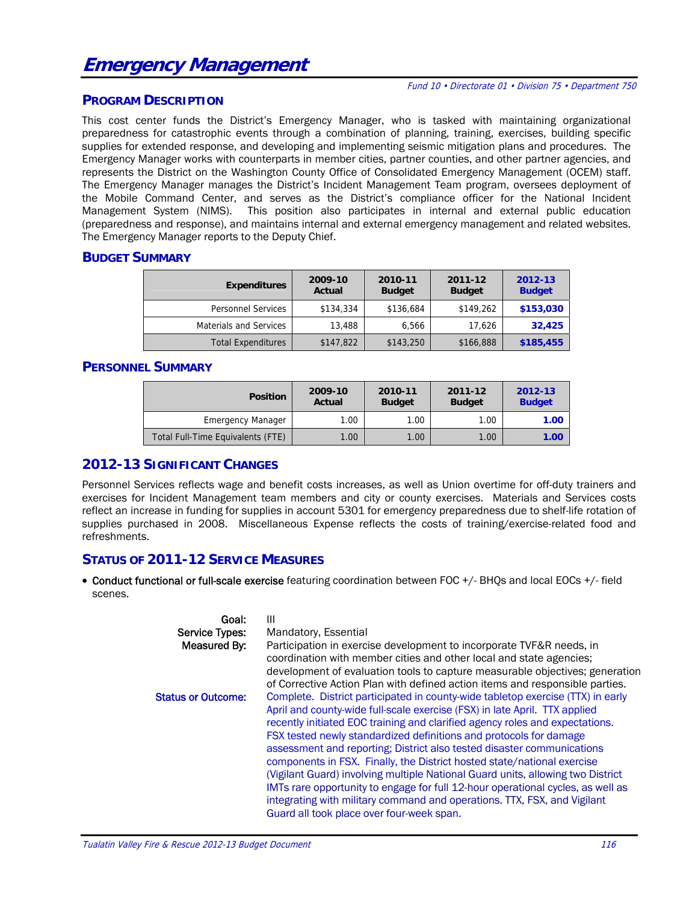# Emergency Management

*Fund 10 • Directorate 01 • Division 75 • Department 750*

## PROGRAM DESCRIPTION

This cost center funds the District's Emergency Manager, who is tasked with maintaining organizational preparedness for catastrophic events through a combination of planning, training, exercises, building specific supplies for extended response, and developing and implementing seismic mitigation plans and procedures. The Emergency Manager works with counterparts in member cities, partner counties, and other partner agencies, and represents the District on the Washington County Office of Consolidated Emergency Management (OCEM) staff. The Emergency Manager manages the District's Incident Management Team program, oversees deployment of the Mobile Command Center, and serves as the District's compliance officer for the National Incident Management System (NIMS). This position also participates in internal and external public education (preparedness and response), and maintains internal and external emergency management and related websites. The Emergency Manager reports to the Deputy Chief.

## BUDGET SUMMARY

| Expenditures | 2009-10 Actual | 2010-11 Budget | 2011-12 Budget | 2012-13 Budget |
|---|---|---|---|---|
| Personnel Services | $134,334 | $136,684 | $149,262 | **$153,030** |
| Materials and Services | 13,488 | 6,566 | 17,626 | **32,425** |
| Total Expenditures | $147,822 | $143,250 | $166,888 | **$185,455** |

## PERSONNEL SUMMARY

| Position | 2009-10 Actual | 2010-11 Budget | 2011-12 Budget | 2012-13 Budget |
|---|---|---|---|---|
| Emergency Manager | 1.00 | 1.00 | 1.00 | **1.00** |
| Total Full-Time Equivalents (FTE) | 1.00 | 1.00 | 1.00 | **1.00** |

## 2012-13 SIGNIFICANT CHANGES

Personnel Services reflects wage and benefit costs increases, as well as Union overtime for off-duty trainers and exercises for Incident Management team members and city or county exercises. Materials and Services costs reflect an increase in funding for supplies in account 5301 for emergency preparedness due to shelf-life rotation of supplies purchased in 2008. Miscellaneous Expense reflects the costs of training/exercise-related food and refreshments.

## STATUS OF 2011-12 SERVICE MEASURES

- **Conduct functional or full-scale exercise** featuring coordination between FOC +/- BHQs and local EOCs +/- field scenes.

**Goal:** III

**Service Types:** Mandatory, Essential

**Measured By:** Participation in exercise development to incorporate TVF&R needs, in coordination with member cities and other local and state agencies; development of evaluation tools to capture measurable objectives; generation of Corrective Action Plan with defined action items and responsible parties.

**Status or Outcome:** Complete. District participated in county-wide tabletop exercise (TTX) in early April and county-wide full-scale exercise (FSX) in late April. TTX applied recently initiated EOC training and clarified agency roles and expectations. FSX tested newly standardized definitions and protocols for damage assessment and reporting; District also tested disaster communications components in FSX. Finally, the District hosted state/national exercise (Vigilant Guard) involving multiple National Guard units, allowing two District IMTs rare opportunity to engage for full 12-hour operational cycles, as well as integrating with military command and operations. TTX, FSX, and Vigilant Guard all took place over four-week span.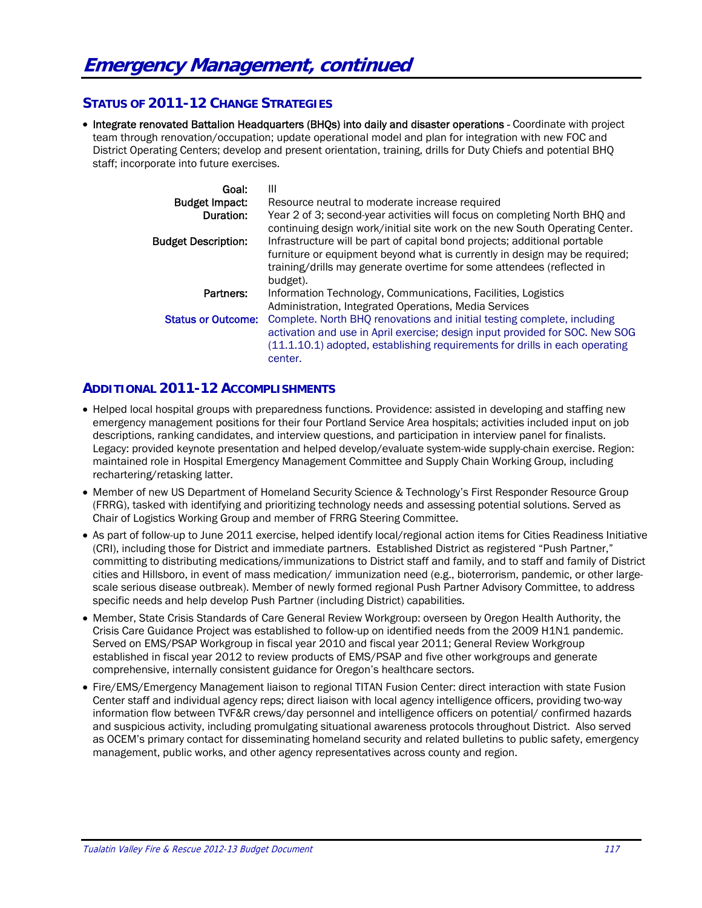# Emergency Management, continued

## STATUS OF 2011-12 CHANGE STRATEGIES

- **Integrate renovated Battalion Headquarters (BHQs) into daily and disaster operations** - Coordinate with project team through renovation/occupation; update operational model and plan for integration with new FOC and District Operating Centers; develop and present orientation, training, drills for Duty Chiefs and potential BHQ staff; incorporate into future exercises.

| | |
|---|---|
| **Goal:** | III |
| **Budget Impact:** | Resource neutral to moderate increase required |
| **Duration:** | Year 2 of 3; second-year activities will focus on completing North BHQ and continuing design work/initial site work on the new South Operating Center. |
| **Budget Description:** | Infrastructure will be part of capital bond projects; additional portable furniture or equipment beyond what is currently in design may be required; training/drills may generate overtime for some attendees (reflected in budget). |
| **Partners:** | Information Technology, Communications, Facilities, Logistics Administration, Integrated Operations, Media Services |
| **Status or Outcome:** | Complete. North BHQ renovations and initial testing complete, including activation and use in April exercise; design input provided for SOC. New SOG (11.1.10.1) adopted, establishing requirements for drills in each operating center. |

## ADDITIONAL 2011-12 ACCOMPLISHMENTS

- Helped local hospital groups with preparedness functions. Providence: assisted in developing and staffing new emergency management positions for their four Portland Service Area hospitals; activities included input on job descriptions, ranking candidates, and interview questions, and participation in interview panel for finalists. Legacy: provided keynote presentation and helped develop/evaluate system-wide supply-chain exercise. Region: maintained role in Hospital Emergency Management Committee and Supply Chain Working Group, including rechartering/retasking latter.
- Member of new US Department of Homeland Security Science & Technology's First Responder Resource Group (FRRG), tasked with identifying and prioritizing technology needs and assessing potential solutions. Served as Chair of Logistics Working Group and member of FRRG Steering Committee.
- As part of follow-up to June 2011 exercise, helped identify local/regional action items for Cities Readiness Initiative (CRI), including those for District and immediate partners. Established District as registered "Push Partner," committing to distributing medications/immunizations to District staff and family, and to staff and family of District cities and Hillsboro, in event of mass medication/ immunization need (e.g., bioterrorism, pandemic, or other large-scale serious disease outbreak). Member of newly formed regional Push Partner Advisory Committee, to address specific needs and help develop Push Partner (including District) capabilities.
- Member, State Crisis Standards of Care General Review Workgroup: overseen by Oregon Health Authority, the Crisis Care Guidance Project was established to follow-up on identified needs from the 2009 H1N1 pandemic. Served on EMS/PSAP Workgroup in fiscal year 2010 and fiscal year 2011; General Review Workgroup established in fiscal year 2012 to review products of EMS/PSAP and five other workgroups and generate comprehensive, internally consistent guidance for Oregon's healthcare sectors.
- Fire/EMS/Emergency Management liaison to regional TITAN Fusion Center: direct interaction with state Fusion Center staff and individual agency reps; direct liaison with local agency intelligence officers, providing two-way information flow between TVF&R crews/day personnel and intelligence officers on potential/ confirmed hazards and suspicious activity, including promulgating situational awareness protocols throughout District. Also served as OCEM's primary contact for disseminating homeland security and related bulletins to public safety, emergency management, public works, and other agency representatives across county and region.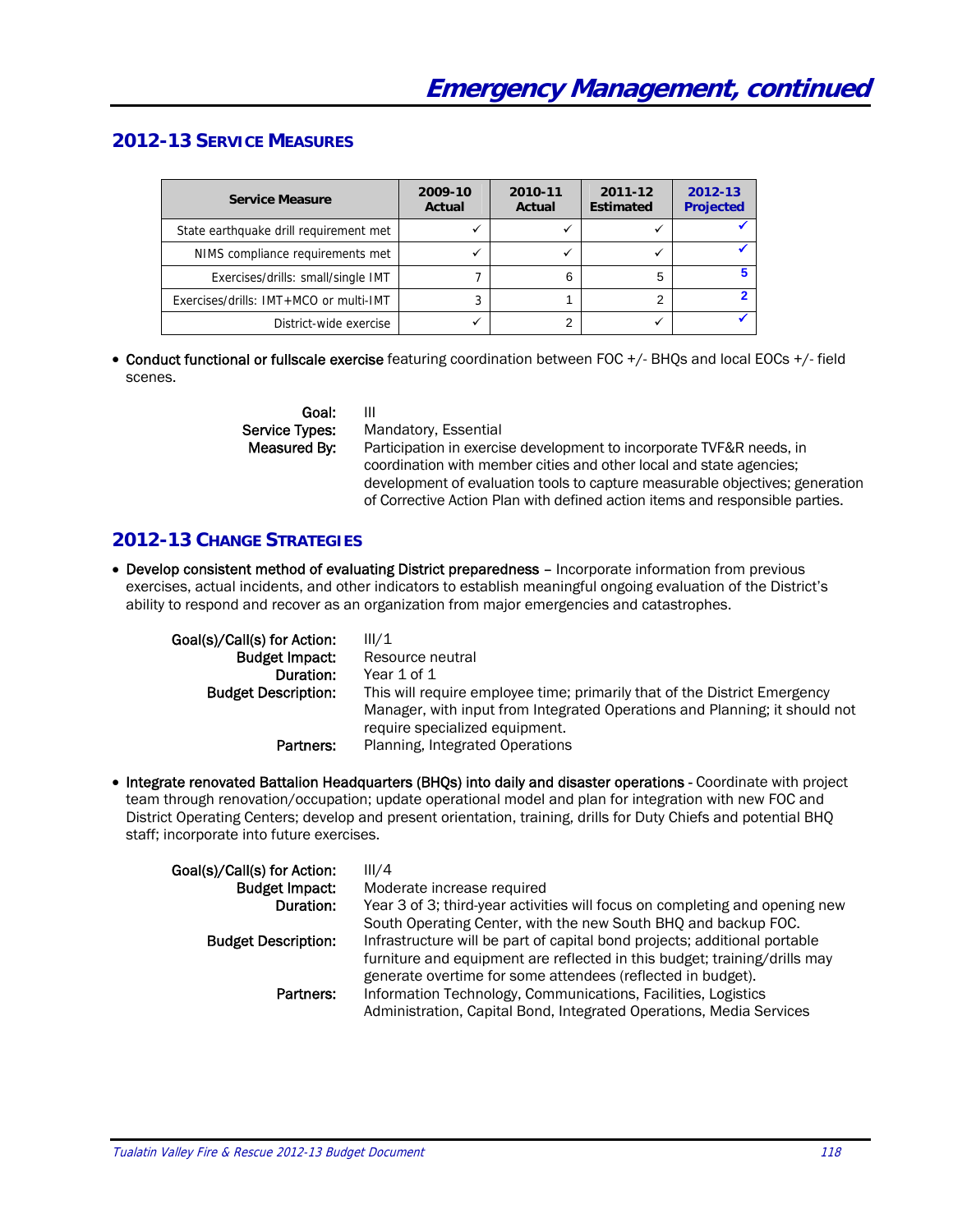# Emergency Management, continued

## 2012-13 Service Measures

| Service Measure | 2009-10 Actual | 2010-11 Actual | 2011-12 Estimated | 2012-13 Projected |
|---|---|---|---|---|
| State earthquake drill requirement met | ✓ | ✓ | ✓ | ✓ |
| NIMS compliance requirements met | ✓ | ✓ | ✓ | ✓ |
| Exercises/drills: small/single IMT | 7 | 6 | 5 | 5 |
| Exercises/drills: IMT+MCO or multi-IMT | 3 | 1 | 2 | 2 |
| District-wide exercise | ✓ | 2 | ✓ | ✓ |

- **Conduct functional or fullscale exercise** featuring coordination between FOC +/- BHQs and local EOCs +/- field scenes.

  **Goal:** III
  **Service Types:** Mandatory, Essential
  **Measured By:** Participation in exercise development to incorporate TVF&R needs, in coordination with member cities and other local and state agencies; development of evaluation tools to capture measurable objectives; generation of Corrective Action Plan with defined action items and responsible parties.

## 2012-13 Change Strategies

- **Develop consistent method of evaluating District preparedness** – Incorporate information from previous exercises, actual incidents, and other indicators to establish meaningful ongoing evaluation of the District's ability to respond and recover as an organization from major emergencies and catastrophes.

  **Goal(s)/Call(s) for Action:** III/1
  **Budget Impact:** Resource neutral
  **Duration:** Year 1 of 1
  **Budget Description:** This will require employee time; primarily that of the District Emergency Manager, with input from Integrated Operations and Planning; it should not require specialized equipment.
  **Partners:** Planning, Integrated Operations

- **Integrate renovated Battalion Headquarters (BHQs) into daily and disaster operations** - Coordinate with project team through renovation/occupation; update operational model and plan for integration with new FOC and District Operating Centers; develop and present orientation, training, drills for Duty Chiefs and potential BHQ staff; incorporate into future exercises.

  **Goal(s)/Call(s) for Action:** III/4
  **Budget Impact:** Moderate increase required
  **Duration:** Year 3 of 3; third-year activities will focus on completing and opening new South Operating Center, with the new South BHQ and backup FOC.
  **Budget Description:** Infrastructure will be part of capital bond projects; additional portable furniture and equipment are reflected in this budget; training/drills may generate overtime for some attendees (reflected in budget).
  **Partners:** Information Technology, Communications, Facilities, Logistics Administration, Capital Bond, Integrated Operations, Media Services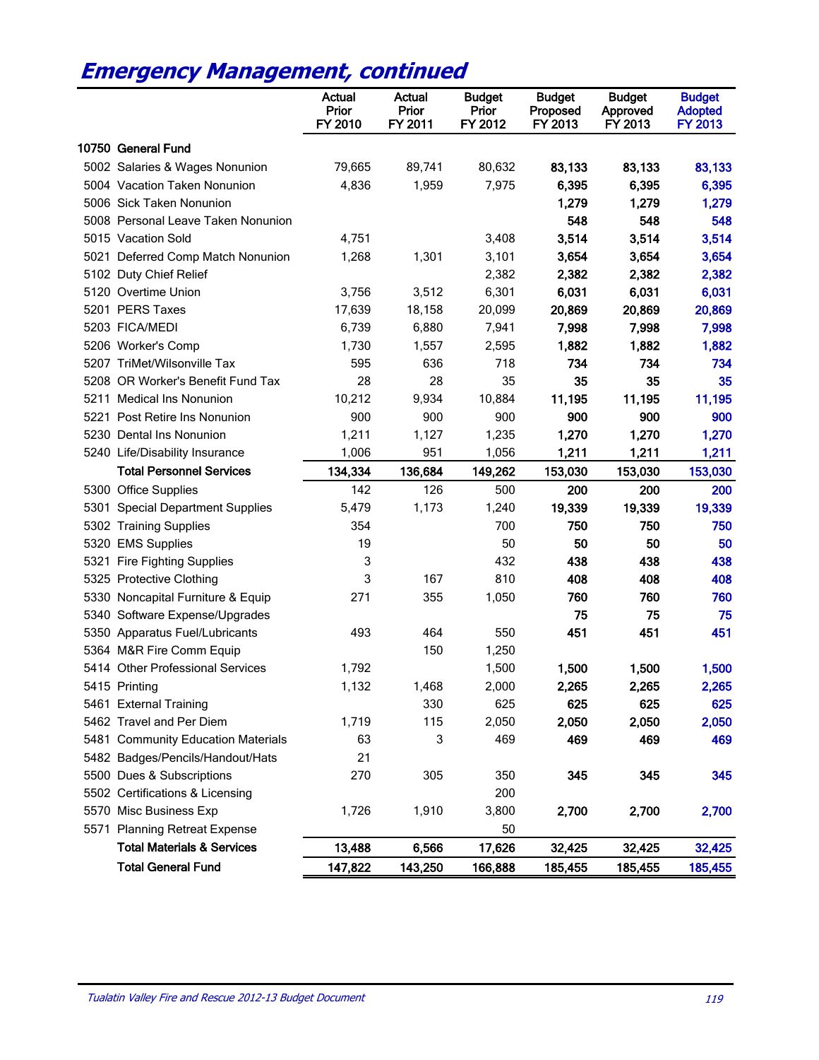## Emergency Management, continued

| | | Actual Prior FY 2010 | Actual Prior FY 2011 | Budget Prior FY 2012 | Budget Proposed FY 2013 | Budget Approved FY 2013 | Budget Adopted FY 2013 |
|---|---|---|---|---|---|---|---|
| **10750** | **General Fund** | | | | | | |
| 5002 | Salaries & Wages Nonunion | 79,665 | 89,741 | 80,632 | 83,133 | 83,133 | 83,133 |
| 5004 | Vacation Taken Nonunion | 4,836 | 1,959 | 7,975 | 6,395 | 6,395 | 6,395 |
| 5006 | Sick Taken Nonunion | | | | 1,279 | 1,279 | 1,279 |
| 5008 | Personal Leave Taken Nonunion | | | | 548 | 548 | 548 |
| 5015 | Vacation Sold | 4,751 | | 3,408 | 3,514 | 3,514 | 3,514 |
| 5021 | Deferred Comp Match Nonunion | 1,268 | 1,301 | 3,101 | 3,654 | 3,654 | 3,654 |
| 5102 | Duty Chief Relief | | | 2,382 | 2,382 | 2,382 | 2,382 |
| 5120 | Overtime Union | 3,756 | 3,512 | 6,301 | 6,031 | 6,031 | 6,031 |
| 5201 | PERS Taxes | 17,639 | 18,158 | 20,099 | 20,869 | 20,869 | 20,869 |
| 5203 | FICA/MEDI | 6,739 | 6,880 | 7,941 | 7,998 | 7,998 | 7,998 |
| 5206 | Worker's Comp | 1,730 | 1,557 | 2,595 | 1,882 | 1,882 | 1,882 |
| 5207 | TriMet/Wilsonville Tax | 595 | 636 | 718 | 734 | 734 | 734 |
| 5208 | OR Worker's Benefit Fund Tax | 28 | 28 | 35 | 35 | 35 | 35 |
| 5211 | Medical Ins Nonunion | 10,212 | 9,934 | 10,884 | 11,195 | 11,195 | 11,195 |
| 5221 | Post Retire Ins Nonunion | 900 | 900 | 900 | 900 | 900 | 900 |
| 5230 | Dental Ins Nonunion | 1,211 | 1,127 | 1,235 | 1,270 | 1,270 | 1,270 |
| 5240 | Life/Disability Insurance | 1,006 | 951 | 1,056 | 1,211 | 1,211 | 1,211 |
| | **Total Personnel Services** | **134,334** | **136,684** | **149,262** | **153,030** | **153,030** | **153,030** |
| 5300 | Office Supplies | 142 | 126 | 500 | 200 | 200 | 200 |
| 5301 | Special Department Supplies | 5,479 | 1,173 | 1,240 | 19,339 | 19,339 | 19,339 |
| 5302 | Training Supplies | 354 | | 700 | 750 | 750 | 750 |
| 5320 | EMS Supplies | 19 | | 50 | 50 | 50 | 50 |
| 5321 | Fire Fighting Supplies | 3 | | 432 | 438 | 438 | 438 |
| 5325 | Protective Clothing | 3 | 167 | 810 | 408 | 408 | 408 |
| 5330 | Noncapital Furniture & Equip | 271 | 355 | 1,050 | 760 | 760 | 760 |
| 5340 | Software Expense/Upgrades | | | | 75 | 75 | 75 |
| 5350 | Apparatus Fuel/Lubricants | 493 | 464 | 550 | 451 | 451 | 451 |
| 5364 | M&R Fire Comm Equip | | 150 | 1,250 | | | |
| 5414 | Other Professional Services | 1,792 | | 1,500 | 1,500 | 1,500 | 1,500 |
| 5415 | Printing | 1,132 | 1,468 | 2,000 | 2,265 | 2,265 | 2,265 |
| 5461 | External Training | | 330 | 625 | 625 | 625 | 625 |
| 5462 | Travel and Per Diem | 1,719 | 115 | 2,050 | 2,050 | 2,050 | 2,050 |
| 5481 | Community Education Materials | 63 | 3 | 469 | 469 | 469 | 469 |
| 5482 | Badges/Pencils/Handout/Hats | 21 | | | | | |
| 5500 | Dues & Subscriptions | 270 | 305 | 350 | 345 | 345 | 345 |
| 5502 | Certifications & Licensing | | | 200 | | | |
| 5570 | Misc Business Exp | 1,726 | 1,910 | 3,800 | 2,700 | 2,700 | 2,700 |
| 5571 | Planning Retreat Expense | | | 50 | | | |
| | **Total Materials & Services** | **13,488** | **6,566** | **17,626** | **32,425** | **32,425** | **32,425** |
| | **Total General Fund** | **147,822** | **143,250** | **166,888** | **185,455** | **185,455** | **185,455** |